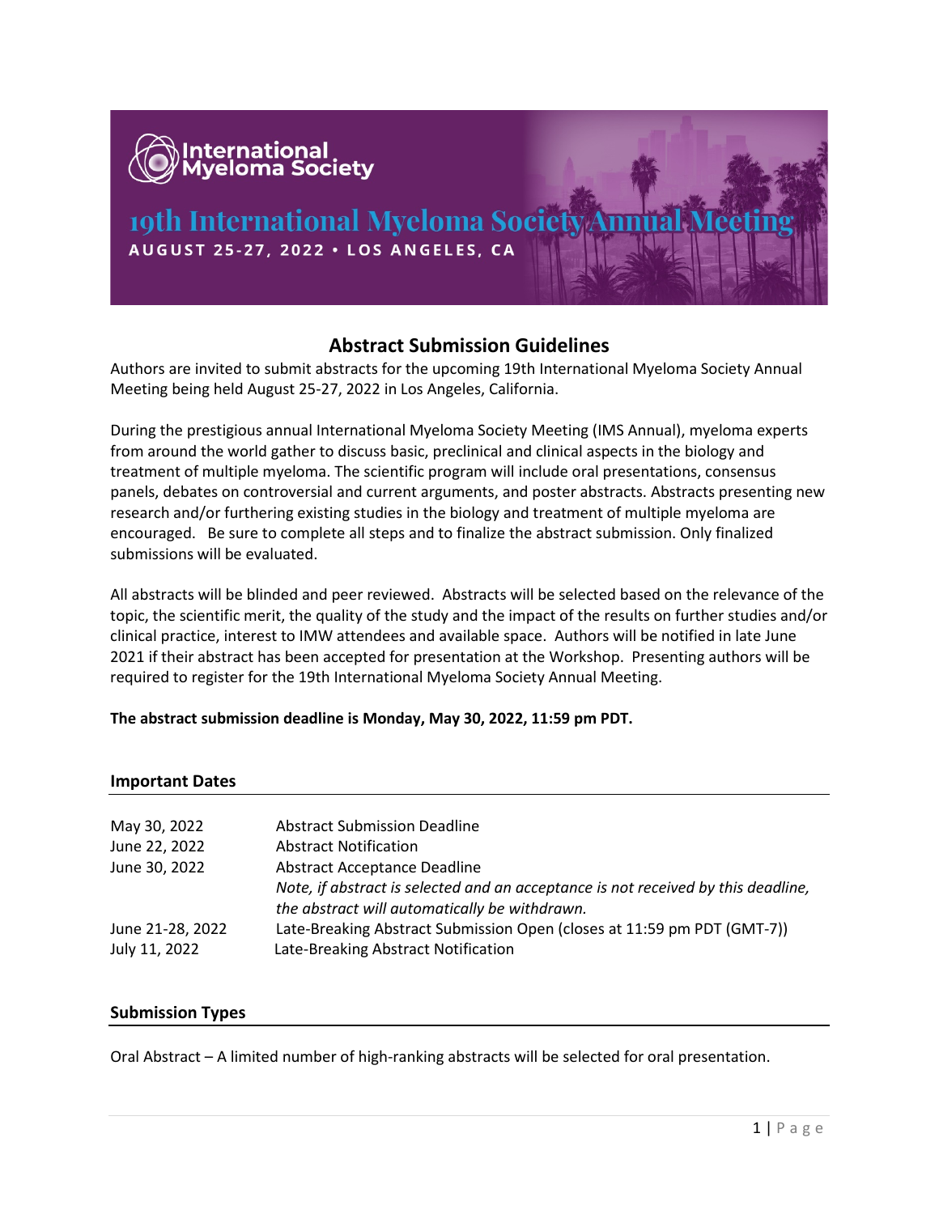International Myeloma Society

# 19th International Myeloma Society Annual Meeting

**AUGUST 25-27, 2022 • LOS ANGELES, CA**

## Abstract Submission Guidelines

Authors are invited to submit abstracts for the upcoming 19th International Myeloma Society Annual Meeting being held August 25-27, 2022 in Los Angeles, California.

During the prestigious annual International Myeloma Society Meeting (IMS Annual), myeloma experts from around the world gather to discuss basic, preclinical and clinical aspects in the biology and treatment of multiple myeloma. The scientific program will include oral presentations, consensus panels, debates on controversial and current arguments, and poster abstracts. Abstracts presenting new research and/or furthering existing studies in the biology and treatment of multiple myeloma are encouraged. Be sure to complete all steps and to finalize the abstract submission. Only finalized submissions will be evaluated.

All abstracts will be blinded and peer reviewed. Abstracts will be selected based on the relevance of the topic, the scientific merit, the quality of the study and the impact of the results on further studies and/or clinical practice, interest to IMW attendees and available space. Authors will be notified in late June 2021 if their abstract has been accepted for presentation at the Workshop. Presenting authors will be required to register for the 19th International Myeloma Society Annual Meeting.

**The abstract submission deadline is Monday, May 30, 2022, 11:59 pm PDT.**

### Important Dates

| | |
|---|---|
| May 30, 2022 | Abstract Submission Deadline |
| June 22, 2022 | Abstract Notification |
| June 30, 2022 | Abstract Acceptance Deadline<br>*Note, if abstract is selected and an acceptance is not received by this deadline, the abstract will automatically be withdrawn.* |
| June 21-28, 2022 | Late-Breaking Abstract Submission Open (closes at 11:59 pm PDT (GMT-7)) |
| July 11, 2022 | Late-Breaking Abstract Notification |

### Submission Types

Oral Abstract – A limited number of high-ranking abstracts will be selected for oral presentation.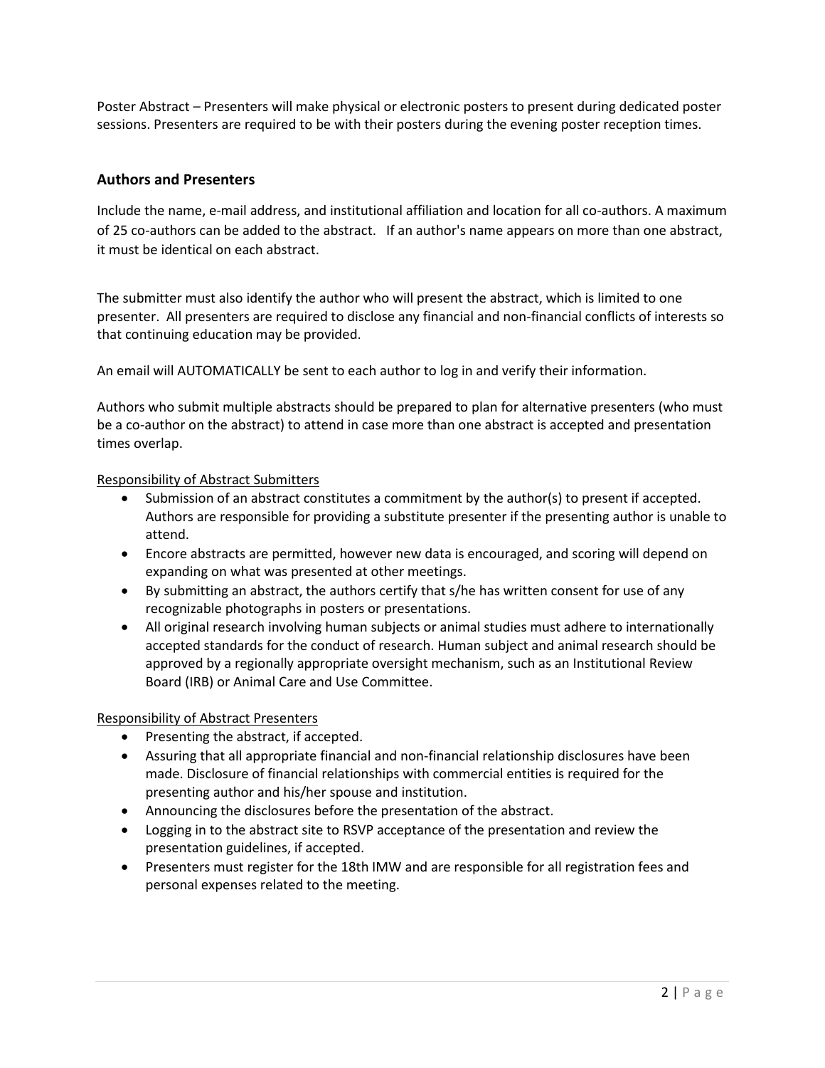Poster Abstract – Presenters will make physical or electronic posters to present during dedicated poster sessions. Presenters are required to be with their posters during the evening poster reception times.

## Authors and Presenters

Include the name, e-mail address, and institutional affiliation and location for all co-authors. A maximum of 25 co-authors can be added to the abstract. If an author's name appears on more than one abstract, it must be identical on each abstract.

The submitter must also identify the author who will present the abstract, which is limited to one presenter. All presenters are required to disclose any financial and non-financial conflicts of interests so that continuing education may be provided.

An email will AUTOMATICALLY be sent to each author to log in and verify their information.

Authors who submit multiple abstracts should be prepared to plan for alternative presenters (who must be a co-author on the abstract) to attend in case more than one abstract is accepted and presentation times overlap.

<u>Responsibility of Abstract Submitters</u>

- Submission of an abstract constitutes a commitment by the author(s) to present if accepted. Authors are responsible for providing a substitute presenter if the presenting author is unable to attend.
- Encore abstracts are permitted, however new data is encouraged, and scoring will depend on expanding on what was presented at other meetings.
- By submitting an abstract, the authors certify that s/he has written consent for use of any recognizable photographs in posters or presentations.
- All original research involving human subjects or animal studies must adhere to internationally accepted standards for the conduct of research. Human subject and animal research should be approved by a regionally appropriate oversight mechanism, such as an Institutional Review Board (IRB) or Animal Care and Use Committee.

<u>Responsibility of Abstract Presenters</u>

- Presenting the abstract, if accepted.
- Assuring that all appropriate financial and non-financial relationship disclosures have been made. Disclosure of financial relationships with commercial entities is required for the presenting author and his/her spouse and institution.
- Announcing the disclosures before the presentation of the abstract.
- Logging in to the abstract site to RSVP acceptance of the presentation and review the presentation guidelines, if accepted.
- Presenters must register for the 18th IMW and are responsible for all registration fees and personal expenses related to the meeting.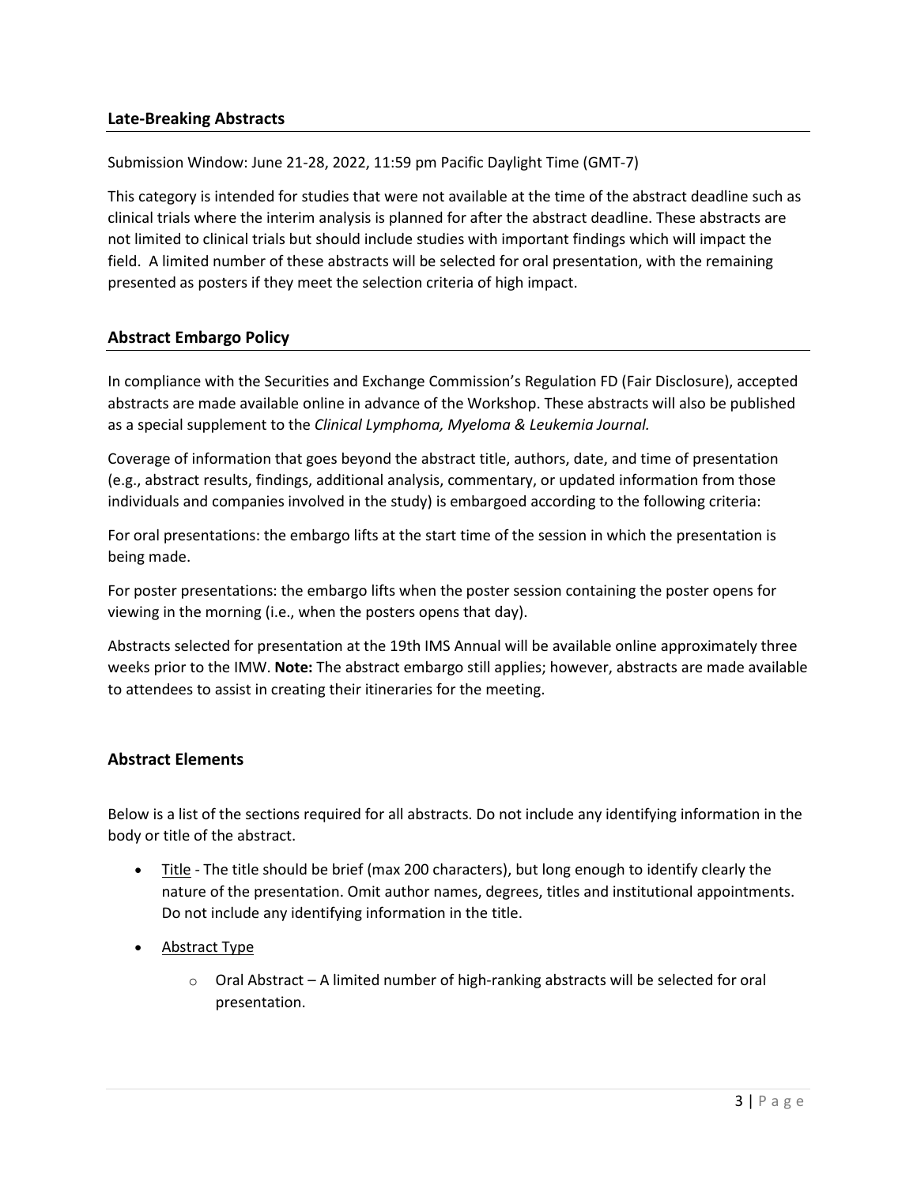## Late-Breaking Abstracts

Submission Window: June 21-28, 2022, 11:59 pm Pacific Daylight Time (GMT-7)

This category is intended for studies that were not available at the time of the abstract deadline such as clinical trials where the interim analysis is planned for after the abstract deadline. These abstracts are not limited to clinical trials but should include studies with important findings which will impact the field. A limited number of these abstracts will be selected for oral presentation, with the remaining presented as posters if they meet the selection criteria of high impact.

## Abstract Embargo Policy

In compliance with the Securities and Exchange Commission's Regulation FD (Fair Disclosure), accepted abstracts are made available online in advance of the Workshop. These abstracts will also be published as a special supplement to the *Clinical Lymphoma, Myeloma & Leukemia Journal.*

Coverage of information that goes beyond the abstract title, authors, date, and time of presentation (e.g., abstract results, findings, additional analysis, commentary, or updated information from those individuals and companies involved in the study) is embargoed according to the following criteria:

For oral presentations: the embargo lifts at the start time of the session in which the presentation is being made.

For poster presentations: the embargo lifts when the poster session containing the poster opens for viewing in the morning (i.e., when the posters opens that day).

Abstracts selected for presentation at the 19th IMS Annual will be available online approximately three weeks prior to the IMW. **Note:** The abstract embargo still applies; however, abstracts are made available to attendees to assist in creating their itineraries for the meeting.

## Abstract Elements

Below is a list of the sections required for all abstracts. Do not include any identifying information in the body or title of the abstract.

- Title - The title should be brief (max 200 characters), but long enough to identify clearly the nature of the presentation. Omit author names, degrees, titles and institutional appointments. Do not include any identifying information in the title.
- Abstract Type
  - Oral Abstract – A limited number of high-ranking abstracts will be selected for oral presentation.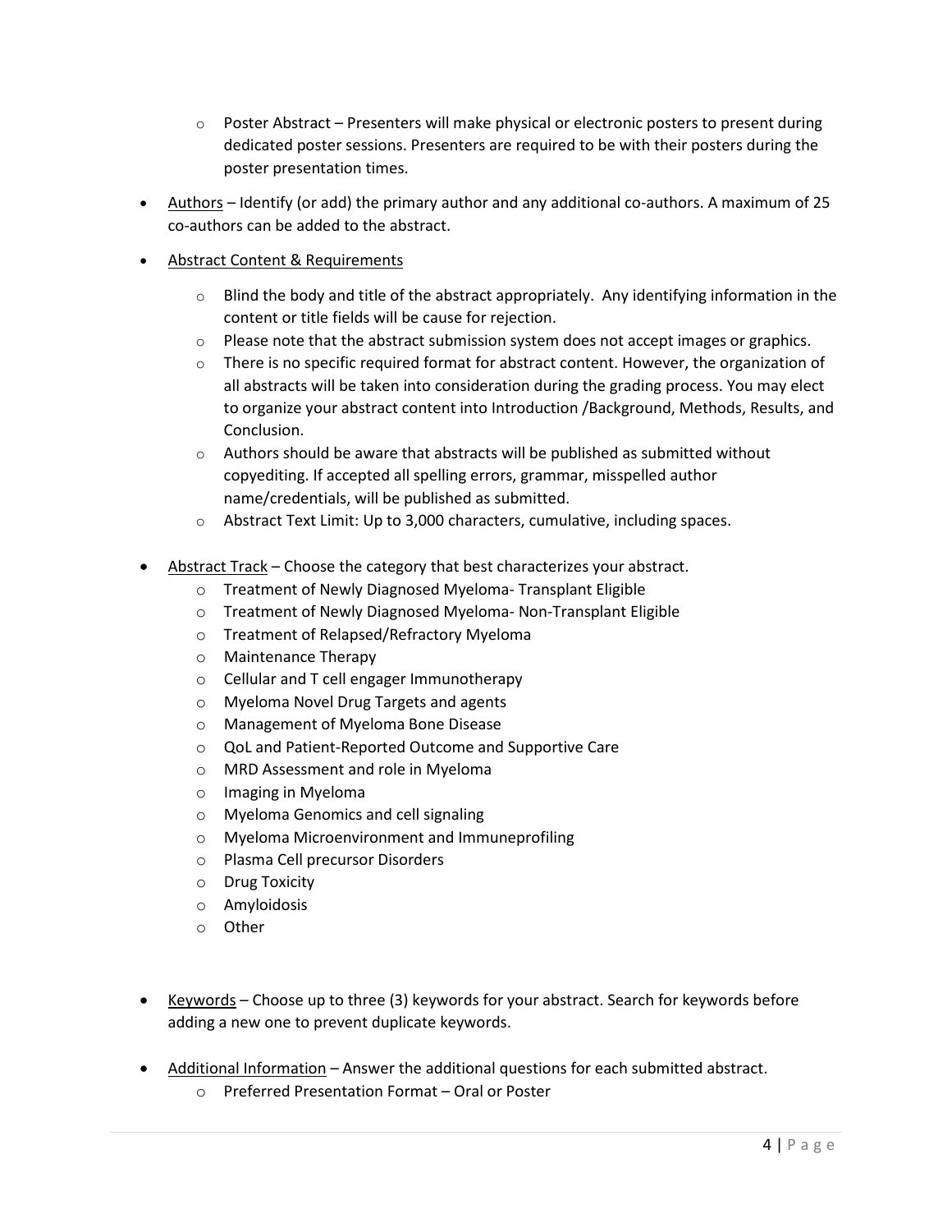- Poster Abstract – Presenters will make physical or electronic posters to present during dedicated poster sessions. Presenters are required to be with their posters during the poster presentation times.

- <u>Authors</u> – Identify (or add) the primary author and any additional co-authors. A maximum of 25 co-authors can be added to the abstract.

- <u>Abstract Content & Requirements</u>
   - Blind the body and title of the abstract appropriately. Any identifying information in the content or title fields will be cause for rejection.
   - Please note that the abstract submission system does not accept images or graphics.
   - There is no specific required format for abstract content. However, the organization of all abstracts will be taken into consideration during the grading process. You may elect to organize your abstract content into Introduction /Background, Methods, Results, and Conclusion.
   - Authors should be aware that abstracts will be published as submitted without copyediting. If accepted all spelling errors, grammar, misspelled author name/credentials, will be published as submitted.
   - Abstract Text Limit: Up to 3,000 characters, cumulative, including spaces.

- <u>Abstract Track</u> – Choose the category that best characterizes your abstract.
   - Treatment of Newly Diagnosed Myeloma- Transplant Eligible
   - Treatment of Newly Diagnosed Myeloma- Non-Transplant Eligible
   - Treatment of Relapsed/Refractory Myeloma
   - Maintenance Therapy
   - Cellular and T cell engager Immunotherapy
   - Myeloma Novel Drug Targets and agents
   - Management of Myeloma Bone Disease
   - QoL and Patient-Reported Outcome and Supportive Care
   - MRD Assessment and role in Myeloma
   - Imaging in Myeloma
   - Myeloma Genomics and cell signaling
   - Myeloma Microenvironment and Immuneprofiling
   - Plasma Cell precursor Disorders
   - Drug Toxicity
   - Amyloidosis
   - Other

- <u>Keywords</u> – Choose up to three (3) keywords for your abstract. Search for keywords before adding a new one to prevent duplicate keywords.

- <u>Additional Information</u> – Answer the additional questions for each submitted abstract.
   - Preferred Presentation Format – Oral or Poster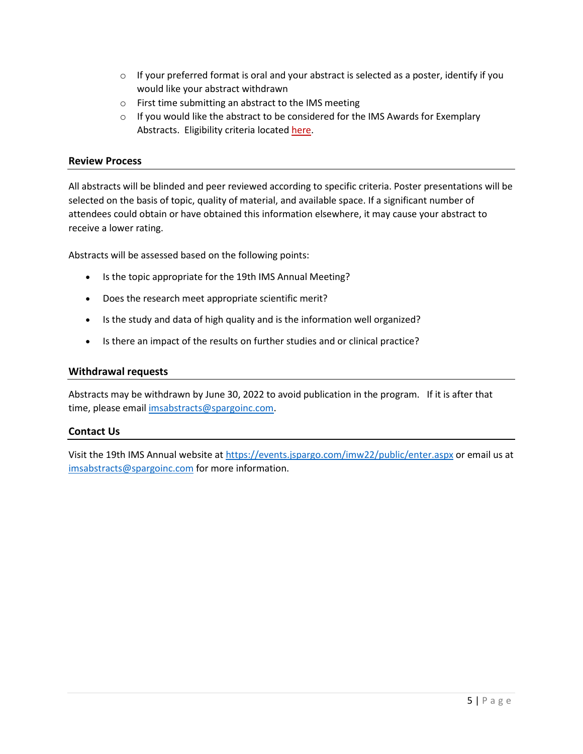- If your preferred format is oral and your abstract is selected as a poster, identify if you would like your abstract withdrawn
- First time submitting an abstract to the IMS meeting
- If you would like the abstract to be considered for the IMS Awards for Exemplary Abstracts. Eligibility criteria located here.

## Review Process

All abstracts will be blinded and peer reviewed according to specific criteria. Poster presentations will be selected on the basis of topic, quality of material, and available space. If a significant number of attendees could obtain or have obtained this information elsewhere, it may cause your abstract to receive a lower rating.

Abstracts will be assessed based on the following points:

- Is the topic appropriate for the 19th IMS Annual Meeting?
- Does the research meet appropriate scientific merit?
- Is the study and data of high quality and is the information well organized?
- Is there an impact of the results on further studies and or clinical practice?

## Withdrawal requests

Abstracts may be withdrawn by June 30, 2022 to avoid publication in the program. If it is after that time, please email imsabstracts@spargoinc.com.

## Contact Us

Visit the 19th IMS Annual website at https://events.jspargo.com/imw22/public/enter.aspx or email us at imsabstracts@spargoinc.com for more information.